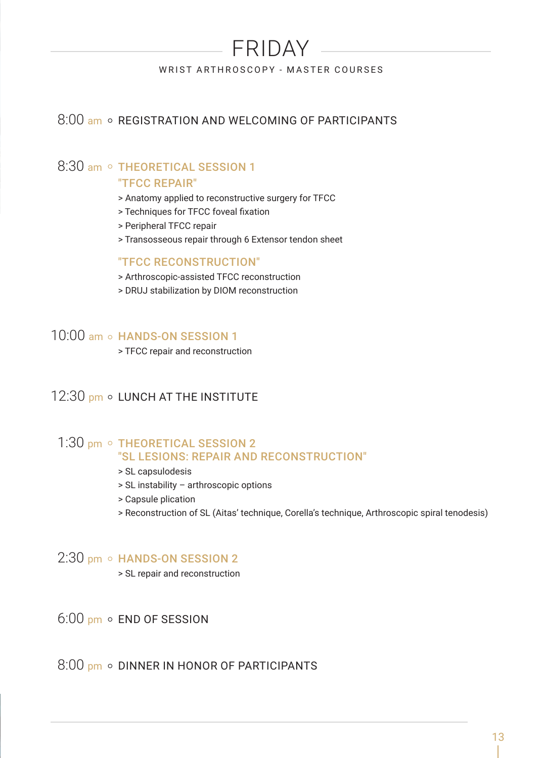# FRIDAY

WRIST ARTHROSCOPY - MASTER COURSES

**8:00 am** ○ REGISTRATION AND WELCOMING OF PARTICIPANTS

**8:30 am** ○ **THEORETICAL SESSION 1**

**"TFCC REPAIR"**

> Anatomy applied to reconstructive surgery for TFCC
> Techniques for TFCC foveal fixation
> Peripheral TFCC repair
> Transosseous repair through 6 Extensor tendon sheet

**"TFCC RECONSTRUCTION"**

> Arthroscopic-assisted TFCC reconstruction
> DRUJ stabilization by DIOM reconstruction

**10:00 am** ○ **HANDS-ON SESSION 1**

> TFCC repair and reconstruction

**12:30 pm** ○ LUNCH AT THE INSTITUTE

**1:30 pm** ○ **THEORETICAL SESSION 2**

**"SL LESIONS: REPAIR AND RECONSTRUCTION"**

> SL capsulodesis
> SL instability – arthroscopic options
> Capsule plication
> Reconstruction of SL (Aitas' technique, Corella's technique, Arthroscopic spiral tenodesis)

**2:30 pm** ○ **HANDS-ON SESSION 2**

> SL repair and reconstruction

**6:00 pm** ○ END OF SESSION

**8:00 pm** ○ DINNER IN HONOR OF PARTICIPANTS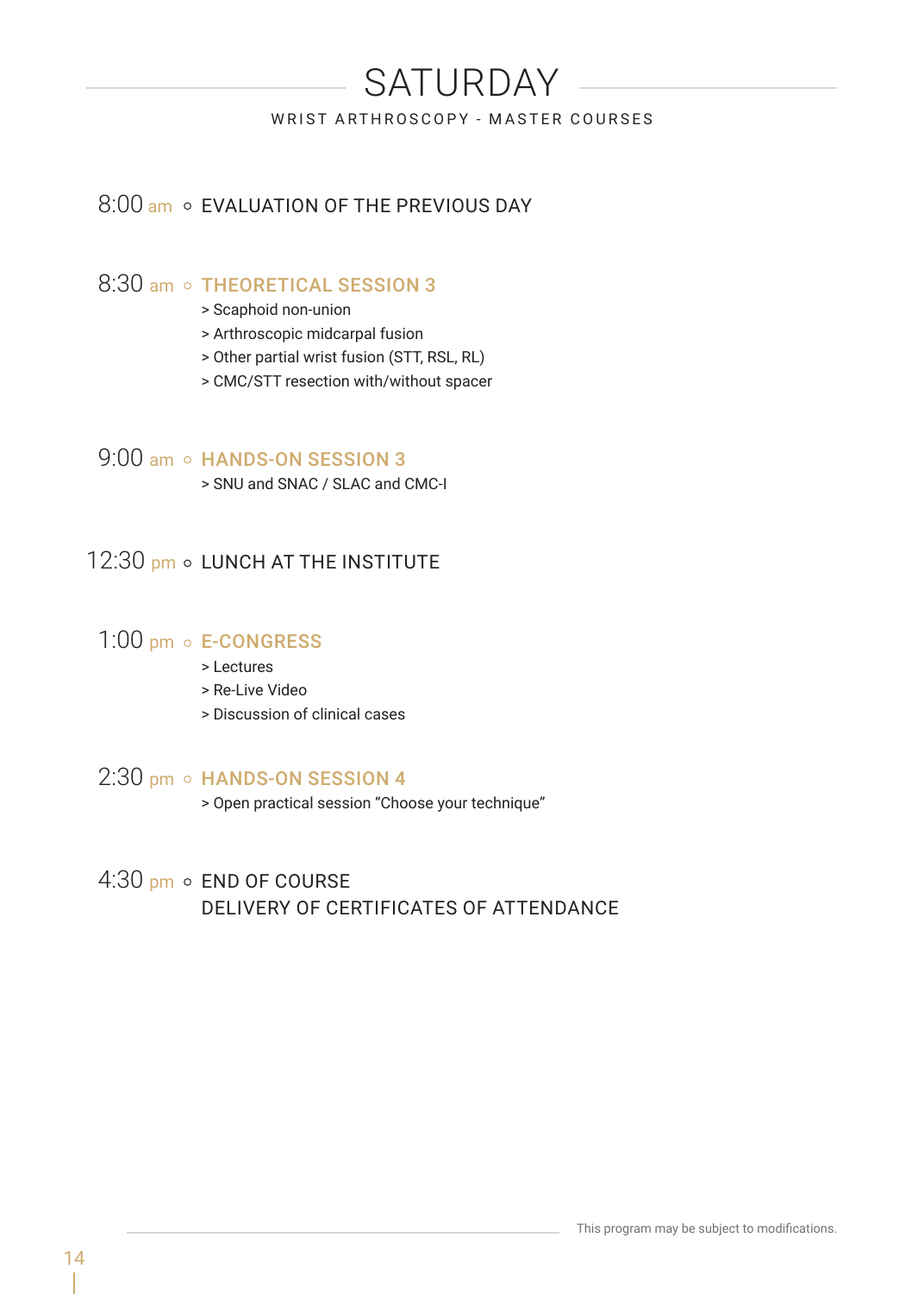# SATURDAY

WRIST ARTHROSCOPY - MASTER COURSES

**8:00 am** ○ EVALUATION OF THE PREVIOUS DAY

**8:30 am** ○ **THEORETICAL SESSION 3**

> Scaphoid non-union
> Arthroscopic midcarpal fusion
> Other partial wrist fusion (STT, RSL, RL)
> CMC/STT resection with/without spacer

**9:00 am** ○ **HANDS-ON SESSION 3**

> SNU and SNAC / SLAC and CMC-I

**12:30 pm** ○ LUNCH AT THE INSTITUTE

**1:00 pm** ○ **E-CONGRESS**

> Lectures
> Re-Live Video
> Discussion of clinical cases

**2:30 pm** ○ **HANDS-ON SESSION 4**

> Open practical session "Choose your technique"

**4:30 pm** ○ END OF COURSE
DELIVERY OF CERTIFICATES OF ATTENDANCE

This program may be subject to modifications.